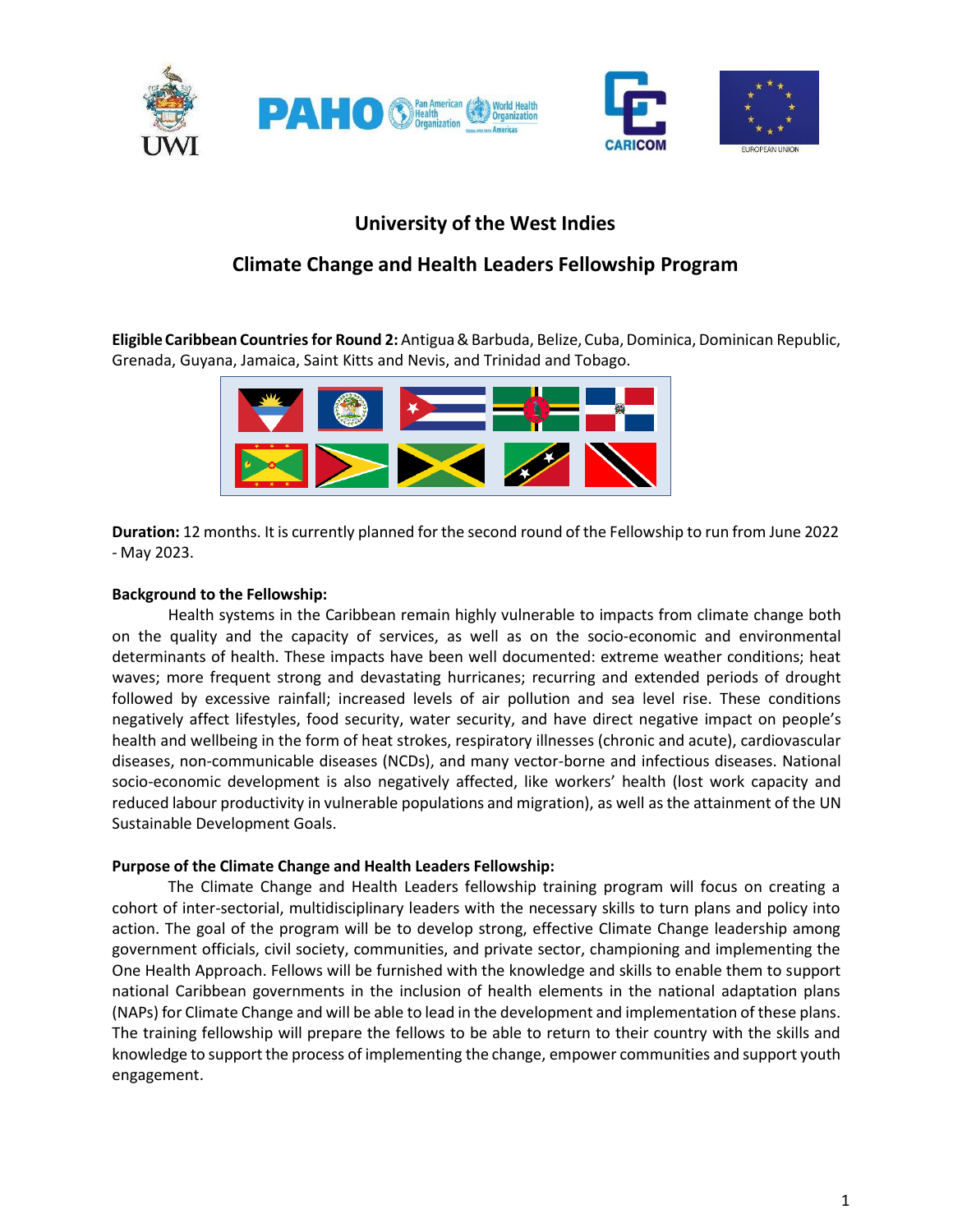# University of the West Indies

## Climate Change and Health Leaders Fellowship Program

**Eligible Caribbean Countries for Round 2:** Antigua & Barbuda, Belize, Cuba, Dominica, Dominican Republic, Grenada, Guyana, Jamaica, Saint Kitts and Nevis, and Trinidad and Tobago.

**Duration:** 12 months. It is currently planned for the second round of the Fellowship to run from June 2022 - May 2023.

**Background to the Fellowship:**

Health systems in the Caribbean remain highly vulnerable to impacts from climate change both on the quality and the capacity of services, as well as on the socio-economic and environmental determinants of health. These impacts have been well documented: extreme weather conditions; heat waves; more frequent strong and devastating hurricanes; recurring and extended periods of drought followed by excessive rainfall; increased levels of air pollution and sea level rise. These conditions negatively affect lifestyles, food security, water security, and have direct negative impact on people's health and wellbeing in the form of heat strokes, respiratory illnesses (chronic and acute), cardiovascular diseases, non-communicable diseases (NCDs), and many vector-borne and infectious diseases. National socio-economic development is also negatively affected, like workers' health (lost work capacity and reduced labour productivity in vulnerable populations and migration), as well as the attainment of the UN Sustainable Development Goals.

**Purpose of the Climate Change and Health Leaders Fellowship:**

The Climate Change and Health Leaders fellowship training program will focus on creating a cohort of inter-sectorial, multidisciplinary leaders with the necessary skills to turn plans and policy into action. The goal of the program will be to develop strong, effective Climate Change leadership among government officials, civil society, communities, and private sector, championing and implementing the One Health Approach. Fellows will be furnished with the knowledge and skills to enable them to support national Caribbean governments in the inclusion of health elements in the national adaptation plans (NAPs) for Climate Change and will be able to lead in the development and implementation of these plans. The training fellowship will prepare the fellows to be able to return to their country with the skills and knowledge to support the process of implementing the change, empower communities and support youth engagement.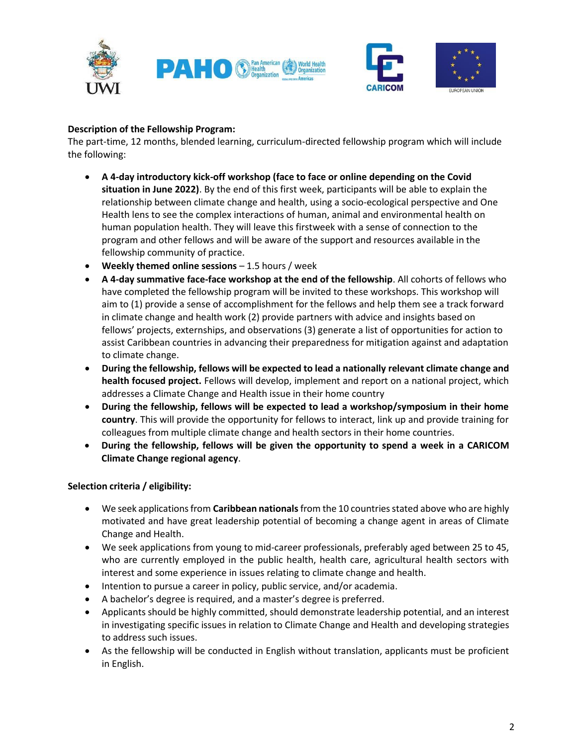**Description of the Fellowship Program:**
The part-time, 12 months, blended learning, curriculum-directed fellowship program which will include the following:

- **A 4-day introductory kick-off workshop (face to face or online depending on the Covid situation in June 2022)**. By the end of this first week, participants will be able to explain the relationship between climate change and health, using a socio-ecological perspective and One Health lens to see the complex interactions of human, animal and environmental health on human population health. They will leave this firstweek with a sense of connection to the program and other fellows and will be aware of the support and resources available in the fellowship community of practice.
- **Weekly themed online sessions** – 1.5 hours / week
- **A 4-day summative face-face workshop at the end of the fellowship**. All cohorts of fellows who have completed the fellowship program will be invited to these workshops. This workshop will aim to (1) provide a sense of accomplishment for the fellows and help them see a track forward in climate change and health work (2) provide partners with advice and insights based on fellows' projects, externships, and observations (3) generate a list of opportunities for action to assist Caribbean countries in advancing their preparedness for mitigation against and adaptation to climate change.
- **During the fellowship, fellows will be expected to lead a nationally relevant climate change and health focused project.** Fellows will develop, implement and report on a national project, which addresses a Climate Change and Health issue in their home country
- **During the fellowship, fellows will be expected to lead a workshop/symposium in their home country**. This will provide the opportunity for fellows to interact, link up and provide training for colleagues from multiple climate change and health sectors in their home countries.
- **During the fellowship, fellows will be given the opportunity to spend a week in a CARICOM Climate Change regional agency**.

**Selection criteria / eligibility:**

- We seek applications from **Caribbean nationals** from the 10 countries stated above who are highly motivated and have great leadership potential of becoming a change agent in areas of Climate Change and Health.
- We seek applications from young to mid-career professionals, preferably aged between 25 to 45, who are currently employed in the public health, health care, agricultural health sectors with interest and some experience in issues relating to climate change and health.
- Intention to pursue a career in policy, public service, and/or academia.
- A bachelor's degree is required, and a master's degree is preferred.
- Applicants should be highly committed, should demonstrate leadership potential, and an interest in investigating specific issues in relation to Climate Change and Health and developing strategies to address such issues.
- As the fellowship will be conducted in English without translation, applicants must be proficient in English.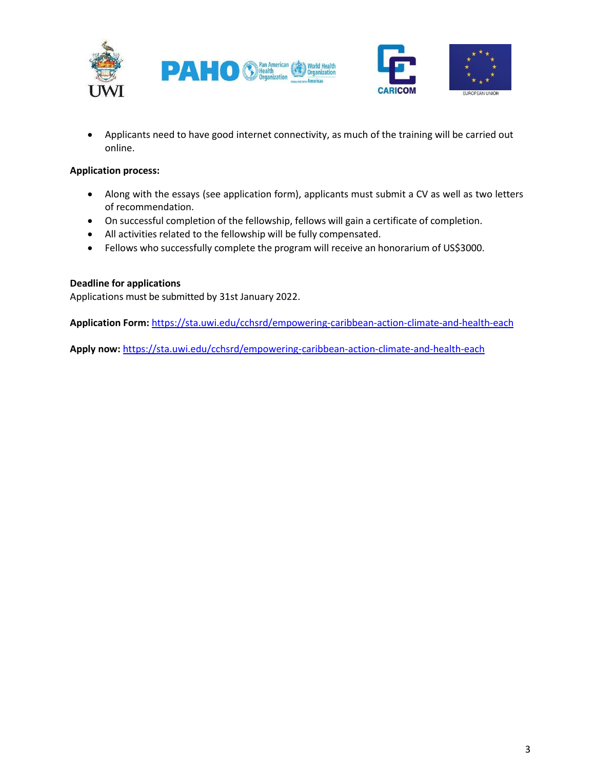- Applicants need to have good internet connectivity, as much of the training will be carried out online.

**Application process:**

- Along with the essays (see application form), applicants must submit a CV as well as two letters of recommendation.
- On successful completion of the fellowship, fellows will gain a certificate of completion.
- All activities related to the fellowship will be fully compensated.
- Fellows who successfully complete the program will receive an honorarium of US$3000.

**Deadline for applications**

Applications must be submitted by 31st January 2022.

**Application Form:** https://sta.uwi.edu/cchsrd/empowering-caribbean-action-climate-and-health-each

**Apply now:** https://sta.uwi.edu/cchsrd/empowering-caribbean-action-climate-and-health-each